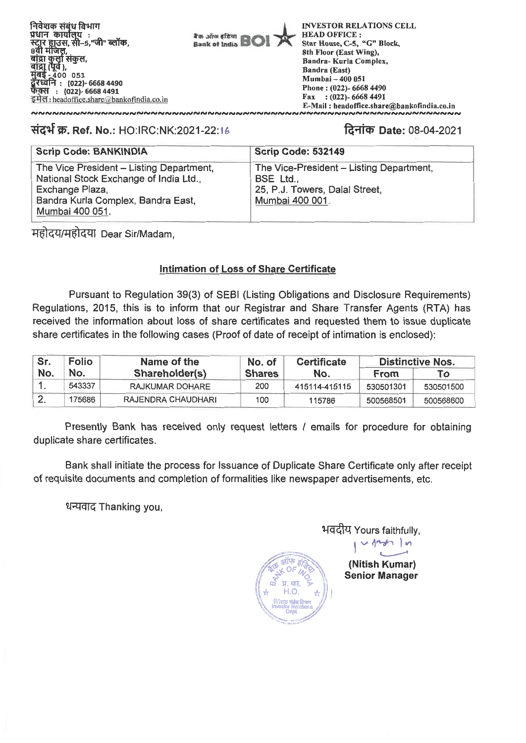निवेशक संबंध विभाग
प्रधान कार्यालय :
स्टार हाउस, सी–5,"जी" ब्लॉक,
8वी मंजिल,
बांद्रा कुर्ला संकुल,
बांद्रा (पूर्व),
मुंबई - 400 051
दूरध्वनि : (022)- 6668 4490
फेक्स : (022)- 6668 4491
इमेल : headoffice.share@bankofindia.co.in

बैंक ऑफ इंडिया Bank of India BOI

INVESTOR RELATIONS CELL
HEAD OFFICE :
Star House, C-5, "G" Block,
8th Floor (East Wing),
Bandra- Kurla Complex,
Bandra (East)
Mumbai – 400 051
Phone : (022)- 6668 4490
Fax : (022)- 6668 4491
E-Mail : headoffice.share@bankofindia.co.in

**संदर्भ क्र. Ref. No.:** HO:IRC:NK:2021-22:16

**दिनांक Date:** 08-04-2021

| Scrip Code: BANKINDIA | Scrip Code: 532149 |
|---|---|
| The Vice President – Listing Department, National Stock Exchange of India Ltd., Exchange Plaza, Bandra Kurla Complex, Bandra East, Mumbai 400 051. | The Vice-President – Listing Department, BSE Ltd., 25, P.J. Towers, Dalal Street, Mumbai 400 001. |

महोदय/महोदया Dear Sir/Madam,

**Intimation of Loss of Share Certificate**

Pursuant to Regulation 39(3) of SEBI (Listing Obligations and Disclosure Requirements) Regulations, 2015, this is to inform that our Registrar and Share Transfer Agents (RTA) has received the information about loss of share certificates and requested them to issue duplicate share certificates in the following cases (Proof of date of receipt of intimation is enclosed):

| Sr. No. | Folio No. | Name of the Shareholder(s) | No. of Shares | Certificate No. | Distinctive Nos. | |
|---|---|---|---|---|---|---|
| | | | | | From | To |
| 1. | 543337 | RAJKUMAR DOHARE | 200 | 415114-415115 | 530501301 | 530501500 |
| 2. | 175686 | RAJENDRA CHAUDHARI | 100 | 115786 | 500568501 | 500568600 |

Presently Bank has received only request letters / emails for procedure for obtaining duplicate share certificates.

Bank shall initiate the process for Issuance of Duplicate Share Certificate only after receipt of requisite documents and completion of formalities like newspaper advertisements, etc.

धन्यवाद Thanking you,

भवदीय Yours faithfully,

**(Nitish Kumar)**
**Senior Manager**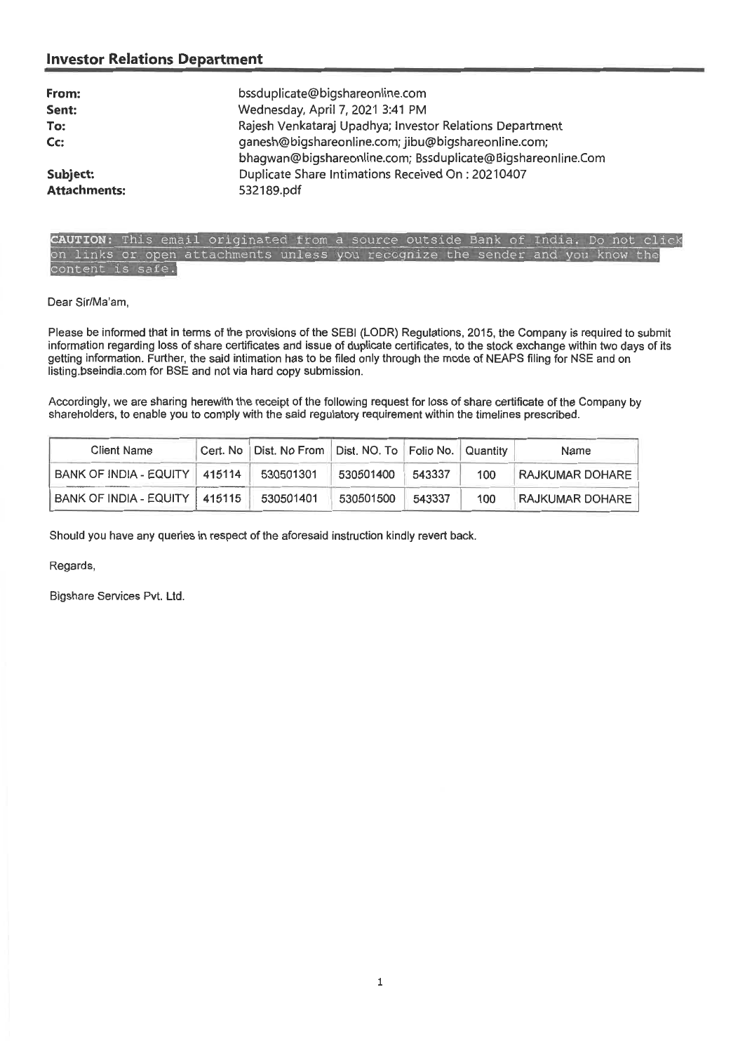## Investor Relations Department

**From:** bssduplicate@bigshareonline.com
**Sent:** Wednesday, April 7, 2021 3:41 PM
**To:** Rajesh Venkataraj Upadhya; Investor Relations Department
**Cc:** ganesh@bigshareonline.com; jibu@bigshareonline.com; bhagwan@bigshareonline.com; Bssduplicate@Bigshareonline.Com
**Subject:** Duplicate Share Intimations Received On : 20210407
**Attachments:** 532189.pdf

CAUTION: This email originated from a source outside Bank of India. Do not click on links or open attachments unless you recognize the sender and you know the content is safe.

Dear Sir/Ma'am,

Please be informed that in terms of the provisions of the SEBI (LODR) Regulations, 2015, the Company is required to submit information regarding loss of share certificates and issue of duplicate certificates, to the stock exchange within two days of its getting information. Further, the said intimation has to be filed only through the mode of NEAPS filing for NSE and on listing.bseindia.com for BSE and not via hard copy submission.

Accordingly, we are sharing herewith the receipt of the following request for loss of share certificate of the Company by shareholders, to enable you to comply with the said regulatory requirement within the timelines prescribed.

| Client Name | Cert. No | Dist. No From | Dist. NO. To | Folio No. | Quantity | Name |
|---|---|---|---|---|---|---|
| BANK OF INDIA - EQUITY | 415114 | 530501301 | 530501400 | 543337 | 100 | RAJKUMAR DOHARE |
| BANK OF INDIA - EQUITY | 415115 | 530501401 | 530501500 | 543337 | 100 | RAJKUMAR DOHARE |

Should you have any queries in respect of the aforesaid instruction kindly revert back.

Regards,

Bigshare Services Pvt. Ltd.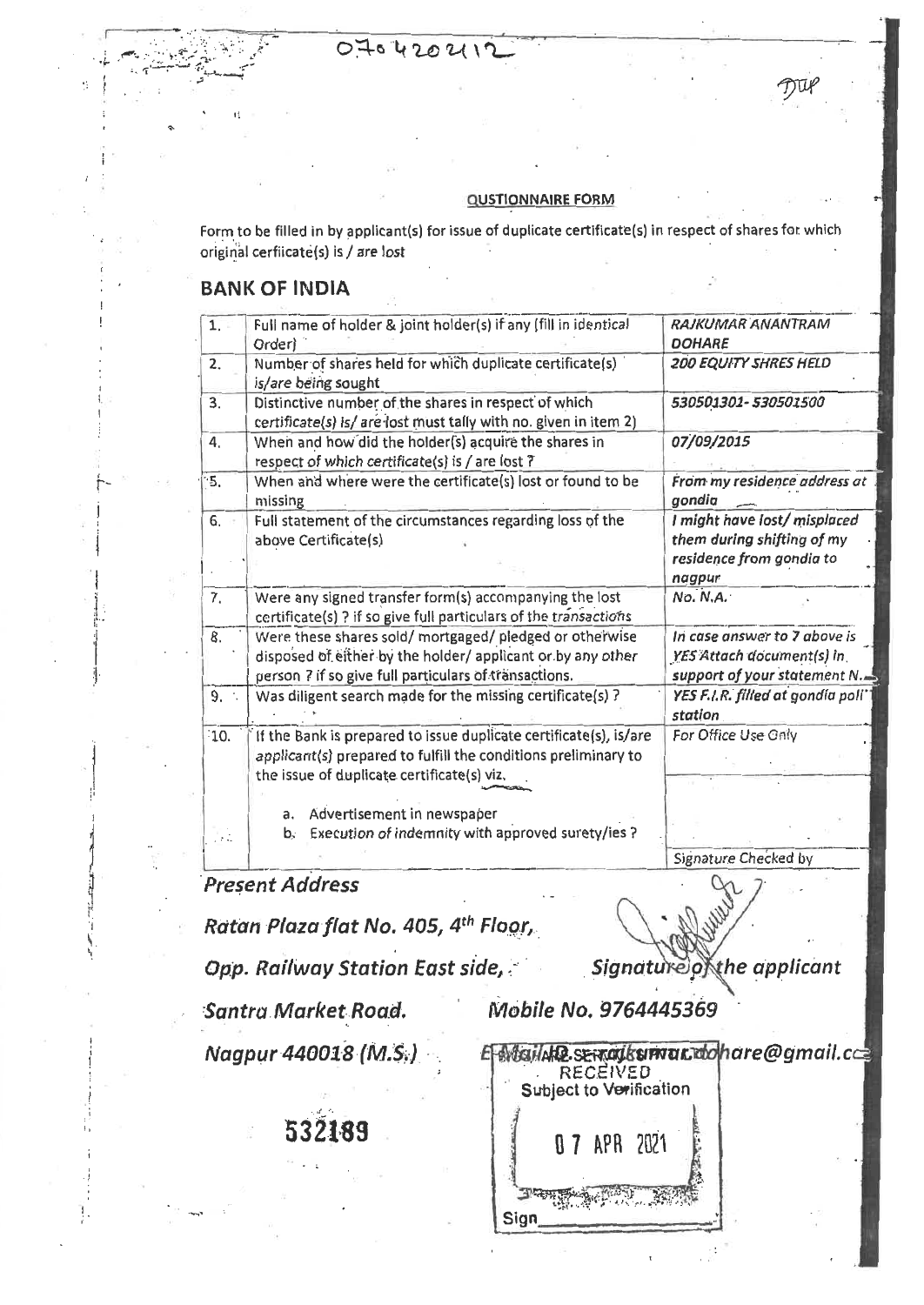0704202112

DUP

**QUSTIONNAIRE FORM**

Form to be filled in by applicant(s) for issue of duplicate certificate(s) in respect of shares for which original cerfiicate(s) is / are lost

## BANK OF INDIA

| | | |
|---|---|---|
| 1. | Full name of holder & joint holder(s) if any (fill in identical Order) | *RAJKUMAR ANANTRAM DOHARE* |
| 2. | Number of shares held for which duplicate certificate(s) is/are being sought | *200 EQUITY SHRES HELD* |
| 3. | Distinctive number of the shares in respect of which certificate(s) is/ are lost must tally with no. given in item 2) | *530501301- 530501500* |
| 4. | When and how did the holder(s) acquire the shares in respect of which certificate(s) is / are lost ? | *07/09/2015* |
| 5. | When and where were the certificate(s) lost or found to be missing | *From my residence address at gondia* |
| 6. | Full statement of the circumstances regarding loss of the above Certificate(s) | *I might have lost/ misplaced them during shifting of my residence from gondia to nagpur* |
| 7. | Were any signed transfer form(s) accompanying the lost certificate(s) ? if so give full particulars of the transactions | *No. N.A.* |
| 8. | Were these shares sold/ mortgaged/ pledged or otherwise disposed of either by the holder/ applicant or by any other person ? if so give full particulars of transactions. | *In case answer to 7 above is YES Attach document(s) in support of your statement N.* |
| 9. | Was diligent search made for the missing certificate(s) ? | *YES F.I.R. filled at gondia poli station* |
| 10. | If the Bank is prepared to issue duplicate certificate(s), is/are applicant(s) prepared to fulfill the conditions preliminary to the issue of duplicate certificate(s) viz.<br><br>a. Advertisement in newspaper<br>b. Execution of indemnity with approved surety/ies ? | For Office Use Only<br><br><br><br>Signature Checked by |

*Present Address*

*Ratan Plaza flat No. 405, 4th Floor,*

*Opp. Railway Station East side,*

*Santra Market Road.*

*Nagpur 440018 (M.S.)*

*Signature of the applicant*

*Mobile No. 9764445369*

*E-Mail ID. rajkumardohare@gmail.co*

532189

RECEIVED
Subject to Verification

07 APR 2021

Sign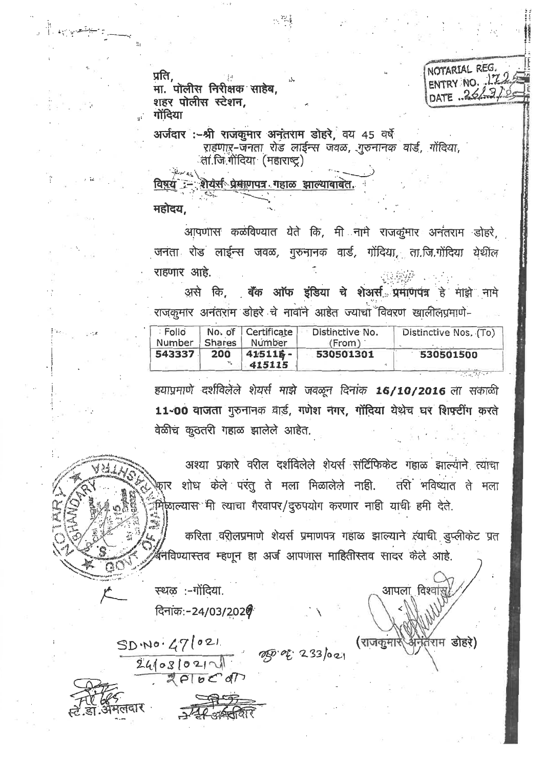NOTARIAL REG.
ENTRY NO. 1725
DATE 26/3/21

प्रति,
मा. पोलीस निरीक्षक साहेब,
शहर पोलीस स्टेशन,
गोंदिया

**अर्जदार :–श्री राजकुमार अनंतराम डोहरे,** वय 45 वर्षे
राहणार-जनता रोड लाईन्स जवळ, गुरुनानक वार्ड, गोंदिया,
ता.जि.गोंदिया (महाराष्ट्र)

**विषय :– शेयर्स प्रमाणपत्र गहाळ झाल्याबाबत.**

**महोदय,**

आपणास कळविण्यात येते कि, मी नामे राजकुमार अनंतराम डोहरे, जनता रोड लाईन्स जवळ, गुरुनानक वार्ड, गोंदिया, ता.जि.गोंदिया येथील राहणार आहे.

असे कि, **बँक ऑफ इंडिया चे शेअर्स प्रमाणपत्र** हे माझे नामे राजकुमार अनंतराम डोहरे चे नावांने आहेत ज्याचा विवरण खालीलप्रमाणे-

| Folio Number | No. of Shares | Certificate Number | Distinctive No. (From) | Distinctive Nos. (To) |
|---|---|---|---|---|
| **543337** | **200** | **415115 - 415115** | **530501301** | **530501500** |

*ह्याप्रमाणे दर्शविलेले शेयर्स माझे जवळून दिनांक* ***16/10/2016*** *ला सकाळी* **11-00 वाजता** गुरुनानक वार्ड, गणेश नगर, गोंदिया येथेच घर शिफ्टींग करते वेळीच कुठतरी गहाळ झालेले आहेत.

अश्या प्रकारे वरील दर्शविलेले शेयर्स सर्टिफिकेट गहाळ झाल्याने त्यांचा फार शोध केले परंतु ते मला मिळालेले नाही. तरी भविष्यात ते मला मिळाल्यास मी त्याचा गैरवापर/दुरुपयोग करणार नाही याची हमी देते.

करिता वरीलप्रमाणे शेयर्स प्रमाणपत्र गहाळ झाल्याने त्याची डुप्लीकेट प्रत बनविण्यास्तव म्हणून हा अर्ज आपणास माहितीस्तव सादर केले आहे.

स्थळ :-गोंदिया.
दिनांक:-24/03/2021

आपला विश्वासु

(राजकुमार अनंतराम डोहरे)

SD No. 47/021
24/03/021
233/021

स्टे.डा.अंमलदार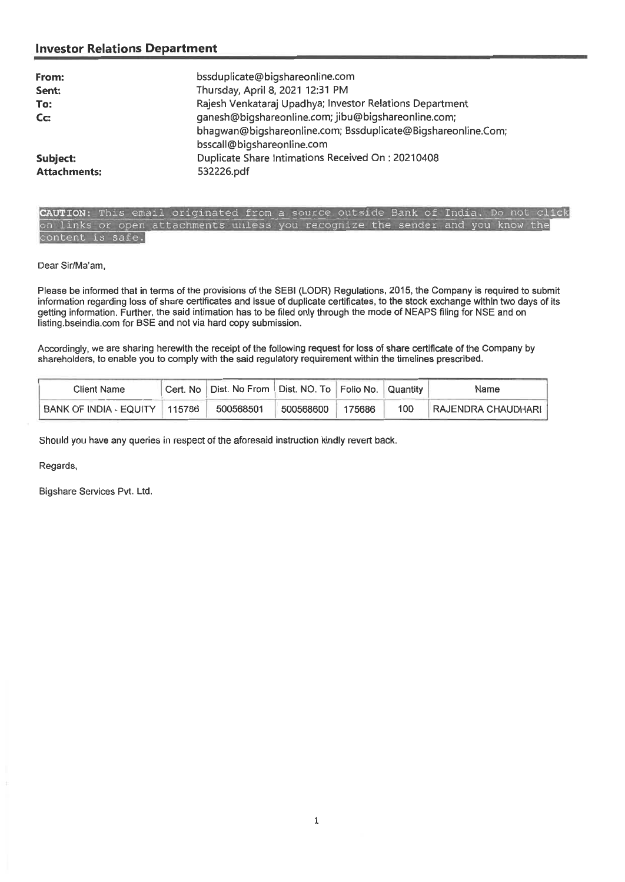## Investor Relations Department

| | |
|---|---|
| **From:** | bssduplicate@bigshareonline.com |
| **Sent:** | Thursday, April 8, 2021 12:31 PM |
| **To:** | Rajesh Venkataraj Upadhya; Investor Relations Department |
| **Cc:** | ganesh@bigshareonline.com; jibu@bigshareonline.com; bhagwan@bigshareonline.com; Bssduplicate@Bigshareonline.Com; bsscall@bigshareonline.com |
| **Subject:** | Duplicate Share Intimations Received On : 20210408 |
| **Attachments:** | 532226.pdf |

**CAUTION:** This email originated from a source outside Bank of India. Do not click on links or open attachments unless you recognize the sender and you know the content is safe.

Dear Sir/Ma'am,

Please be informed that in terms of the provisions of the SEBI (LODR) Regulations, 2015, the Company is required to submit information regarding loss of share certificates and issue of duplicate certificates, to the stock exchange within two days of its getting information. Further, the said intimation has to be filed only through the mode of NEAPS filing for NSE and on listing.bseindia.com for BSE and not via hard copy submission.

Accordingly, we are sharing herewith the receipt of the following request for loss of share certificate of the Company by shareholders, to enable you to comply with the said regulatory requirement within the timelines prescribed.

| Client Name | Cert. No | Dist. No From | Dist. NO. To | Folio No. | Quantity | Name |
|---|---|---|---|---|---|---|
| BANK OF INDIA - EQUITY | 115786 | 500568501 | 500568600 | 175686 | 100 | RAJENDRA CHAUDHARI |

Should you have any queries in respect of the aforesaid instruction kindly revert back.

Regards,

Bigshare Services Pvt. Ltd.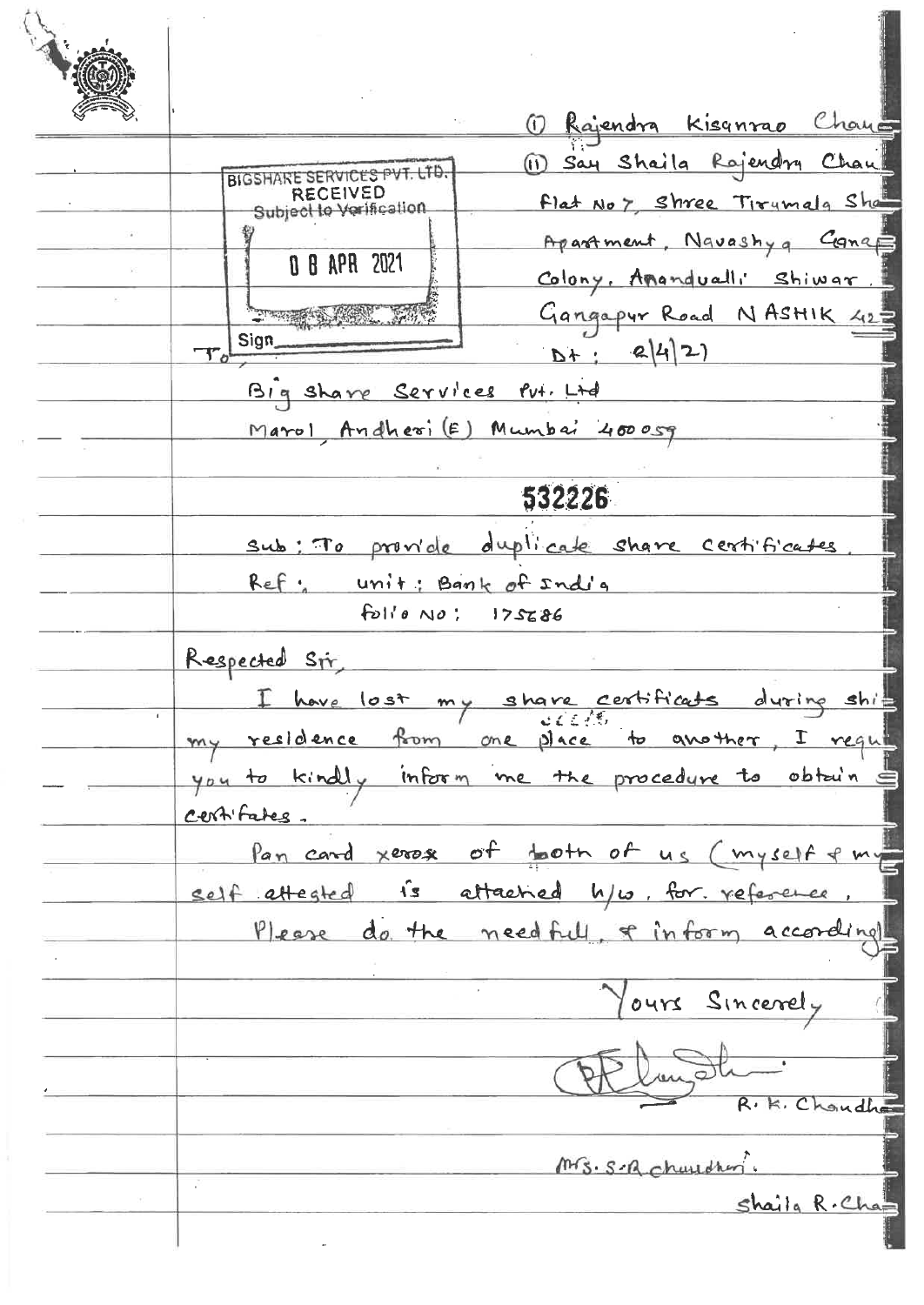BIGSHARE SERVICES PVT. LTD.
RECEIVED
Subject to Verification

08 APR 2021

Sign\_\_\_\_\_\_

(I) Rajendra Kisanrao Chau
(II) Sau Shaila Rajendra Chau
Flat No 7, Shree Tirumala Sha
Apartment, Navashya Ganap
Colony, Anandvalli Shiwar
Gangapur Road NASHIK 42
Dt: 2/4/21

To

Big share Services Pvt. Ltd
Marol, Andheri (E) Mumbai 400059

532226

Sub: To provide duplicate share certificates.
Ref: unit: Bank of India
folio No: 175686

Respected Sir,

I have lost my share certificats during shi my residence from one place to another, I requ you to kindly inform me the procedure to obtain certifates.

Pan card xerox of both of us (myself & my self attested is attached h/w, for reference,

Please do the needfull, & inform accordingl

Yours Sincerely

R. K. Chaudh

Mrs. S. R. chaudhari.

Shaila R. Cha